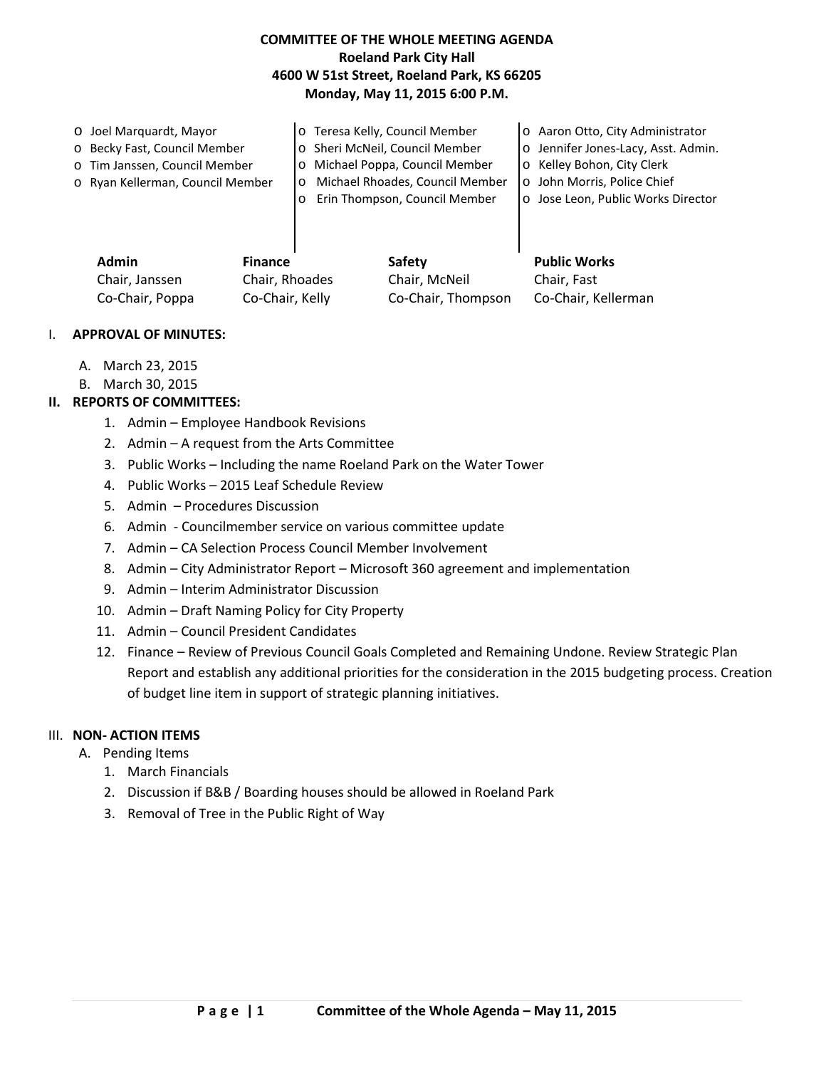# COMMITTEE OF THE WHOLE MEETING AGENDA

**Roeland Park City Hall**
**4600 W 51st Street, Roeland Park, KS 66205**
**Monday, May 11, 2015 6:00 P.M.**

- o Joel Marquardt, Mayor
- o Becky Fast, Council Member
- o Tim Janssen, Council Member
- o Ryan Kellerman, Council Member
- o Teresa Kelly, Council Member
- o Sheri McNeil, Council Member
- o Michael Poppa, Council Member
- o Michael Rhoades, Council Member
- o Erin Thompson, Council Member
- o Aaron Otto, City Administrator
- o Jennifer Jones-Lacy, Asst. Admin.
- o Kelley Bohon, City Clerk
- o John Morris, Police Chief
- o Jose Leon, Public Works Director

| Admin | Finance | Safety | Public Works |
|---|---|---|---|
| Chair, Janssen | Chair, Rhoades | Chair, McNeil | Chair, Fast |
| Co-Chair, Poppa | Co-Chair, Kelly | Co-Chair, Thompson | Co-Chair, Kellerman |

## I. APPROVAL OF MINUTES:

A. March 23, 2015
B. March 30, 2015

## II. REPORTS OF COMMITTEES:

1. Admin – Employee Handbook Revisions
2. Admin – A request from the Arts Committee
3. Public Works – Including the name Roeland Park on the Water Tower
4. Public Works – 2015 Leaf Schedule Review
5. Admin – Procedures Discussion
6. Admin - Councilmember service on various committee update
7. Admin – CA Selection Process Council Member Involvement
8. Admin – City Administrator Report – Microsoft 360 agreement and implementation
9. Admin – Interim Administrator Discussion
10. Admin – Draft Naming Policy for City Property
11. Admin – Council President Candidates
12. Finance – Review of Previous Council Goals Completed and Remaining Undone. Review Strategic Plan Report and establish any additional priorities for the consideration in the 2015 budgeting process. Creation of budget line item in support of strategic planning initiatives.

## III. NON- ACTION ITEMS

A. Pending Items
1. March Financials
2. Discussion if B&B / Boarding houses should be allowed in Roeland Park
3. Removal of Tree in the Public Right of Way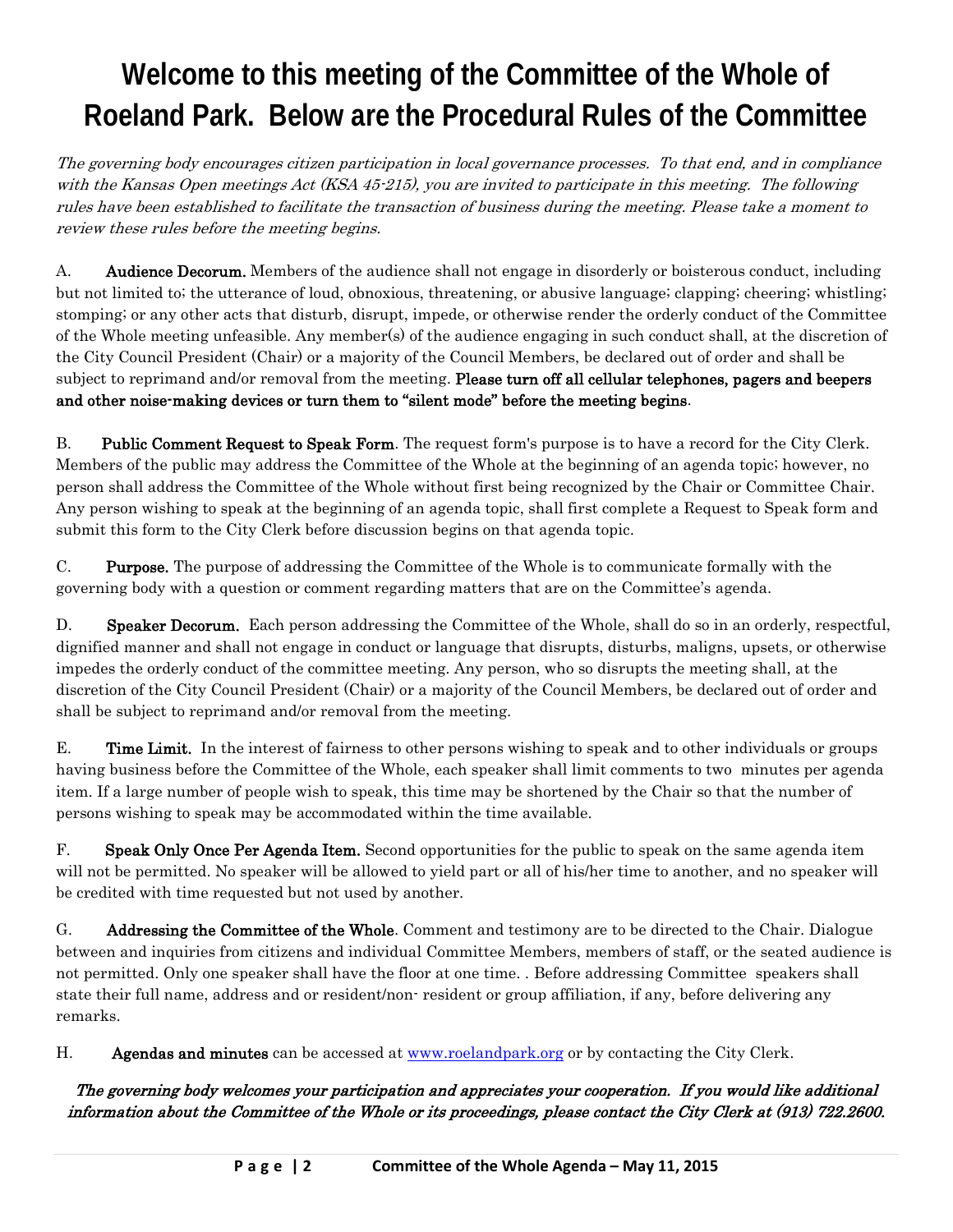# Welcome to this meeting of the Committee of the Whole of Roeland Park. Below are the Procedural Rules of the Committee

*The governing body encourages citizen participation in local governance processes. To that end, and in compliance with the Kansas Open meetings Act (KSA 45-215), you are invited to participate in this meeting. The following rules have been established to facilitate the transaction of business during the meeting. Please take a moment to review these rules before the meeting begins.*

A. **Audience Decorum.** Members of the audience shall not engage in disorderly or boisterous conduct, including but not limited to; the utterance of loud, obnoxious, threatening, or abusive language; clapping; cheering; whistling; stomping; or any other acts that disturb, disrupt, impede, or otherwise render the orderly conduct of the Committee of the Whole meeting unfeasible. Any member(s) of the audience engaging in such conduct shall, at the discretion of the City Council President (Chair) or a majority of the Council Members, be declared out of order and shall be subject to reprimand and/or removal from the meeting. **Please turn off all cellular telephones, pagers and beepers and other noise-making devices or turn them to "silent mode" before the meeting begins**.

B. **Public Comment Request to Speak Form**. The request form's purpose is to have a record for the City Clerk. Members of the public may address the Committee of the Whole at the beginning of an agenda topic; however, no person shall address the Committee of the Whole without first being recognized by the Chair or Committee Chair. Any person wishing to speak at the beginning of an agenda topic, shall first complete a Request to Speak form and submit this form to the City Clerk before discussion begins on that agenda topic.

C. **Purpose.** The purpose of addressing the Committee of the Whole is to communicate formally with the governing body with a question or comment regarding matters that are on the Committee's agenda.

D. **Speaker Decorum.** Each person addressing the Committee of the Whole, shall do so in an orderly, respectful, dignified manner and shall not engage in conduct or language that disrupts, disturbs, maligns, upsets, or otherwise impedes the orderly conduct of the committee meeting. Any person, who so disrupts the meeting shall, at the discretion of the City Council President (Chair) or a majority of the Council Members, be declared out of order and shall be subject to reprimand and/or removal from the meeting.

E. **Time Limit.** In the interest of fairness to other persons wishing to speak and to other individuals or groups having business before the Committee of the Whole, each speaker shall limit comments to two minutes per agenda item. If a large number of people wish to speak, this time may be shortened by the Chair so that the number of persons wishing to speak may be accommodated within the time available.

F. **Speak Only Once Per Agenda Item.** Second opportunities for the public to speak on the same agenda item will not be permitted. No speaker will be allowed to yield part or all of his/her time to another, and no speaker will be credited with time requested but not used by another.

G. **Addressing the Committee of the Whole**. Comment and testimony are to be directed to the Chair. Dialogue between and inquiries from citizens and individual Committee Members, members of staff, or the seated audience is not permitted. Only one speaker shall have the floor at one time. . Before addressing Committee speakers shall state their full name, address and or resident/non- resident or group affiliation, if any, before delivering any remarks.

H. **Agendas and minutes** can be accessed at [www.roelandpark.org](http://www.roelandpark.org) or by contacting the City Clerk.

***The governing body welcomes your participation and appreciates your cooperation. If you would like additional information about the Committee of the Whole or its proceedings, please contact the City Clerk at (913) 722.2600.***